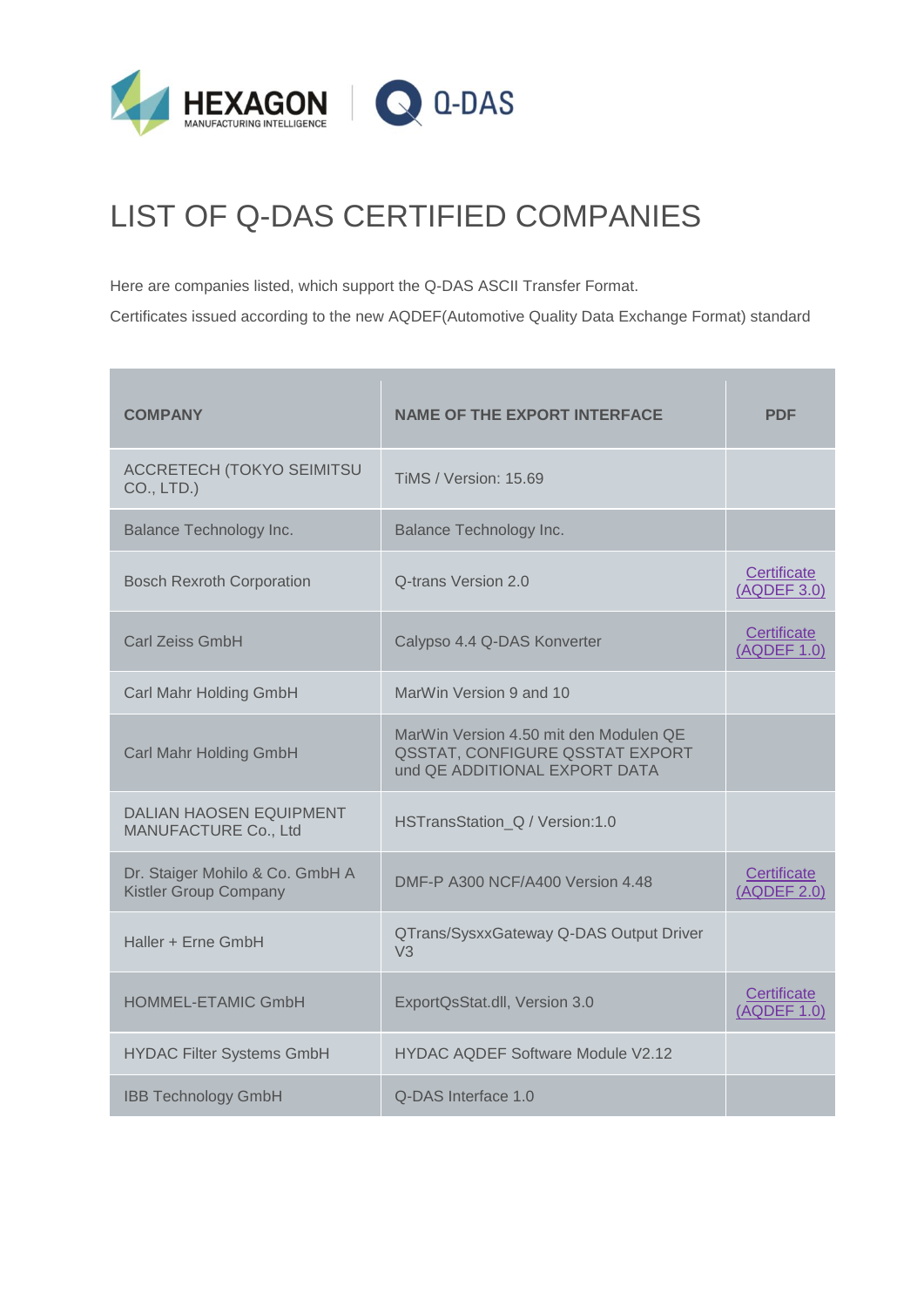# LIST OF Q-DAS CERTIFIED COMPANIES

Here are companies listed, which support the Q-DAS ASCII Transfer Format.

Certificates issued according to the new AQDEF(Automotive Quality Data Exchange Format) standard

| COMPANY | NAME OF THE EXPORT INTERFACE | PDF |
|---|---|---|
| ACCRETECH (TOKYO SEIMITSU CO., LTD.) | TiMS / Version: 15.69 | |
| Balance Technology Inc. | Balance Technology Inc. | |
| Bosch Rexroth Corporation | Q-trans Version 2.0 | Certificate (AQDEF 3.0) |
| Carl Zeiss GmbH | Calypso 4.4 Q-DAS Konverter | Certificate (AQDEF 1.0) |
| Carl Mahr Holding GmbH | MarWin Version 9 and 10 | |
| Carl Mahr Holding GmbH | MarWin Version 4.50 mit den Modulen QE QSSTAT, CONFIGURE QSSTAT EXPORT und QE ADDITIONAL EXPORT DATA | |
| DALIAN HAOSEN EQUIPMENT MANUFACTURE Co., Ltd | HSTransStation_Q / Version:1.0 | |
| Dr. Staiger Mohilo & Co. GmbH A Kistler Group Company | DMF-P A300 NCF/A400 Version 4.48 | Certificate (AQDEF 2.0) |
| Haller + Erne GmbH | QTrans/SysxxGateway Q-DAS Output Driver V3 | |
| HOMMEL-ETAMIC GmbH | ExportQsStat.dll, Version 3.0 | Certificate (AQDEF 1.0) |
| HYDAC Filter Systems GmbH | HYDAC AQDEF Software Module V2.12 | |
| IBB Technology GmbH | Q-DAS Interface 1.0 | |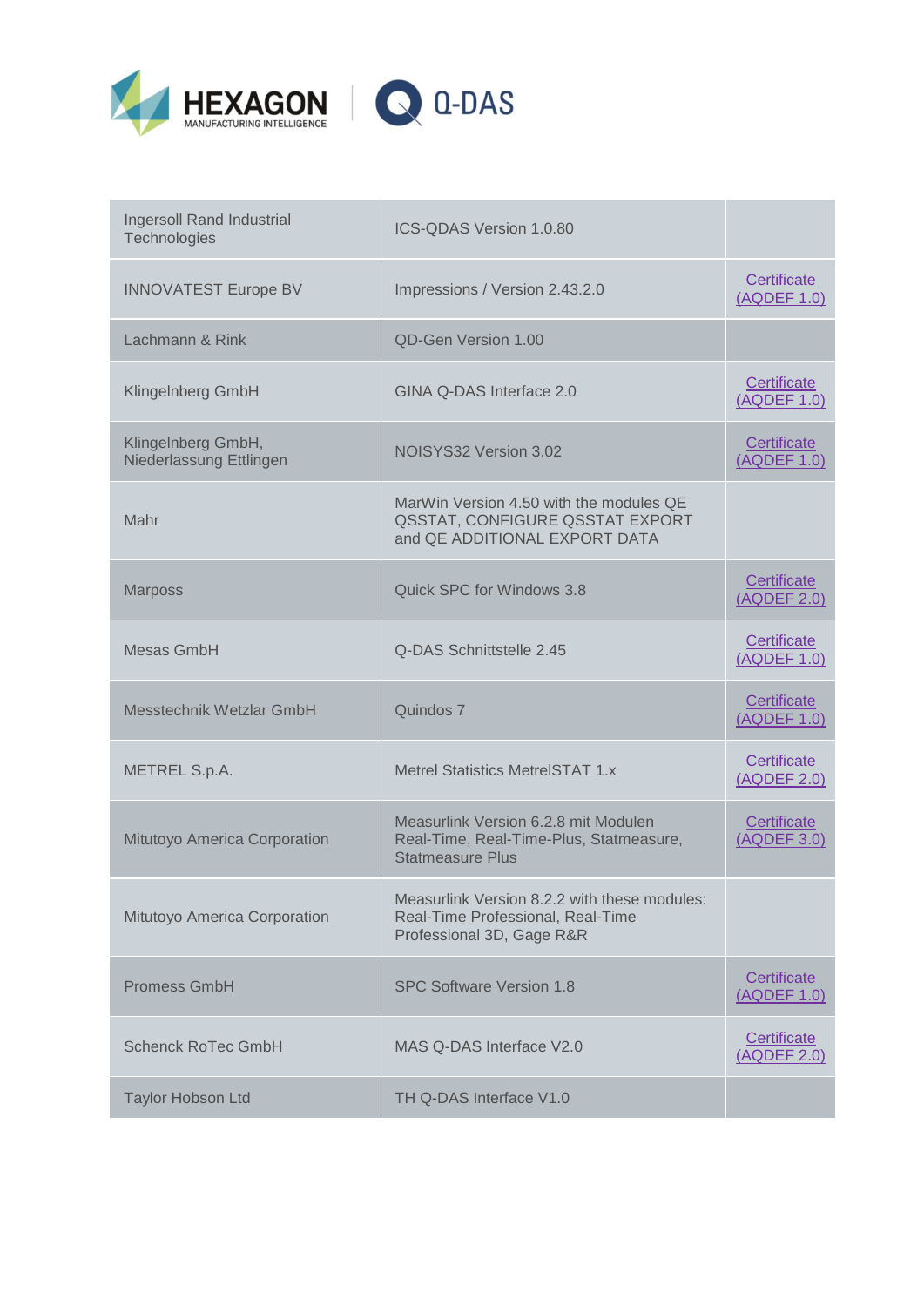| Ingersoll Rand Industrial Technologies | ICS-QDAS Version 1.0.80 | |
|---|---|---|
| INNOVATEST Europe BV | Impressions / Version 2.43.2.0 | Certificate (AQDEF 1.0) |
| Lachmann & Rink | QD-Gen Version 1.00 | |
| Klingelnberg GmbH | GINA Q-DAS Interface 2.0 | Certificate (AQDEF 1.0) |
| Klingelnberg GmbH, Niederlassung Ettlingen | NOISYS32 Version 3.02 | Certificate (AQDEF 1.0) |
| Mahr | MarWin Version 4.50 with the modules QE QSSTAT, CONFIGURE QSSTAT EXPORT and QE ADDITIONAL EXPORT DATA | |
| Marposs | Quick SPC for Windows 3.8 | Certificate (AQDEF 2.0) |
| Mesas GmbH | Q-DAS Schnittstelle 2.45 | Certificate (AQDEF 1.0) |
| Messtechnik Wetzlar GmbH | Quindos 7 | Certificate (AQDEF 1.0) |
| METREL S.p.A. | Metrel Statistics MetrelSTAT 1.x | Certificate (AQDEF 2.0) |
| Mitutoyo America Corporation | Measurlink Version 6.2.8 mit Modulen Real-Time, Real-Time-Plus, Statmeasure, Statmeasure Plus | Certificate (AQDEF 3.0) |
| Mitutoyo America Corporation | Measurlink Version 8.2.2 with these modules: Real-Time Professional, Real-Time Professional 3D, Gage R&R | |
| Promess GmbH | SPC Software Version 1.8 | Certificate (AQDEF 1.0) |
| Schenck RoTec GmbH | MAS Q-DAS Interface V2.0 | Certificate (AQDEF 2.0) |
| Taylor Hobson Ltd | TH Q-DAS Interface V1.0 | |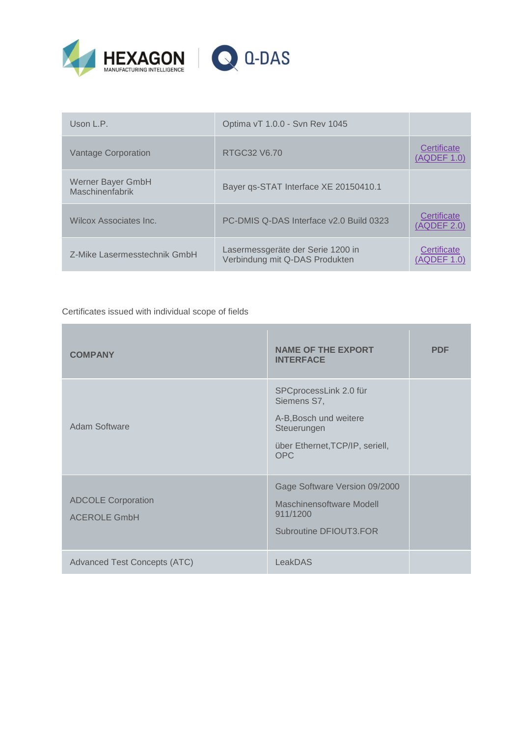| | | |
|---|---|---|
| Uson L.P. | Optima vT 1.0.0 - Svn Rev 1045 | |
| Vantage Corporation | RTGC32 V6.70 | Certificate (AQDEF 1.0) |
| Werner Bayer GmbH Maschinenfabrik | Bayer qs-STAT Interface XE 20150410.1 | |
| Wilcox Associates Inc. | PC-DMIS Q-DAS Interface v2.0 Build 0323 | Certificate (AQDEF 2.0) |
| Z-Mike Lasermesstechnik GmbH | Lasermessgeräte der Serie 1200 in Verbindung mit Q-DAS Produkten | Certificate (AQDEF 1.0) |

Certificates issued with individual scope of fields

| COMPANY | NAME OF THE EXPORT INTERFACE | PDF |
|---|---|---|
| Adam Software | SPCprocessLink 2.0 für Siemens S7,<br>A-B,Bosch und weitere Steuerungen<br>über Ethernet,TCP/IP, seriell, OPC | |
| ADCOLE Corporation<br>ACEROLE GmbH | Gage Software Version 09/2000<br>Maschinensoftware Modell 911/1200<br>Subroutine DFIOUT3.FOR | |
| Advanced Test Concepts (ATC) | LeakDAS | |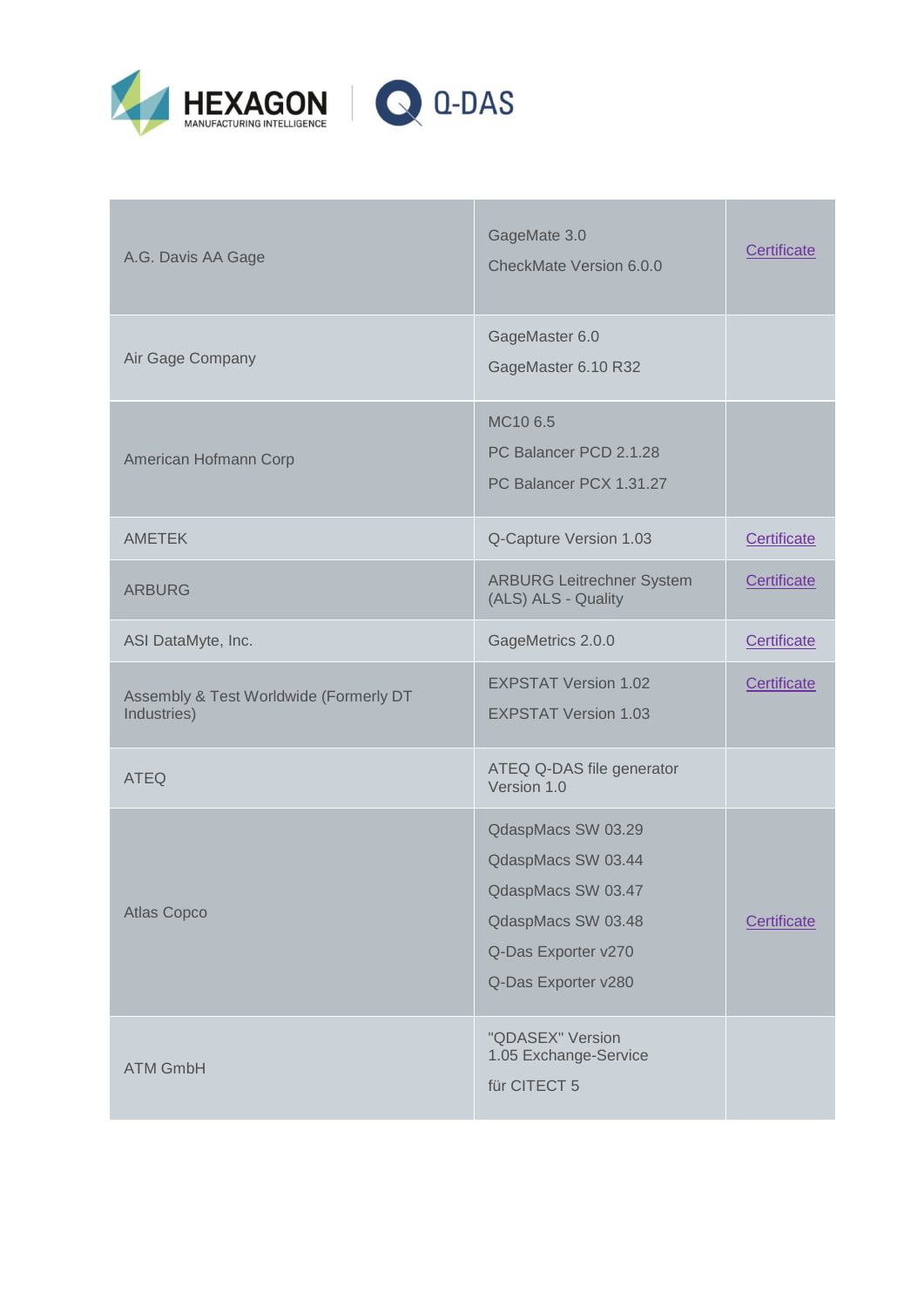| | | |
|---|---|---|
| A.G. Davis AA Gage | GageMate 3.0<br>CheckMate Version 6.0.0 | Certificate |
| Air Gage Company | GageMaster 6.0<br>GageMaster 6.10 R32 | |
| American Hofmann Corp | MC10 6.5<br>PC Balancer PCD 2.1.28<br>PC Balancer PCX 1.31.27 | |
| AMETEK | Q-Capture Version 1.03 | Certificate |
| ARBURG | ARBURG Leitrechner System (ALS) ALS - Quality | Certificate |
| ASI DataMyte, Inc. | GageMetrics 2.0.0 | Certificate |
| Assembly & Test Worldwide (Formerly DT Industries) | EXPSTAT Version 1.02<br>EXPSTAT Version 1.03 | Certificate |
| ATEQ | ATEQ Q-DAS file generator Version 1.0 | |
| Atlas Copco | QdaspMacs SW 03.29<br>QdaspMacs SW 03.44<br>QdaspMacs SW 03.47<br>QdaspMacs SW 03.48<br>Q-Das Exporter v270<br>Q-Das Exporter v280 | Certificate |
| ATM GmbH | "QDASEX" Version 1.05 Exchange-Service<br>für CITECT 5 | |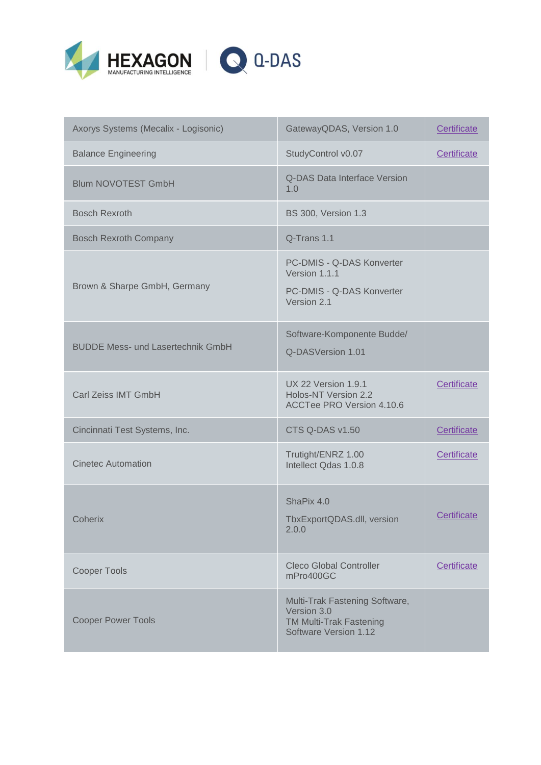| | | |
|---|---|---|
| Axorys Systems (Mecalix - Logisonic) | GatewayQDAS, Version 1.0 | Certificate |
| Balance Engineering | StudyControl v0.07 | Certificate |
| Blum NOVOTEST GmbH | Q-DAS Data Interface Version 1.0 | |
| Bosch Rexroth | BS 300, Version 1.3 | |
| Bosch Rexroth Company | Q-Trans 1.1 | |
| Brown & Sharpe GmbH, Germany | PC-DMIS - Q-DAS Konverter Version 1.1.1<br>PC-DMIS - Q-DAS Konverter Version 2.1 | |
| BUDDE Mess- und Lasertechnik GmbH | Software-Komponente Budde/<br>Q-DASVersion 1.01 | |
| Carl Zeiss IMT GmbH | UX 22 Version 1.9.1<br>Holos-NT Version 2.2<br>ACCTee PRO Version 4.10.6 | Certificate |
| Cincinnati Test Systems, Inc. | CTS Q-DAS v1.50 | Certificate |
| Cinetec Automation | Trutight/ENRZ 1.00<br>Intellect Qdas 1.0.8 | Certificate |
| Coherix | ShaPix 4.0<br>TbxExportQDAS.dll, version 2.0.0 | Certificate |
| Cooper Tools | Cleco Global Controller mPro400GC | Certificate |
| Cooper Power Tools | Multi-Trak Fastening Software, Version 3.0<br>TM Multi-Trak Fastening Software Version 1.12 | |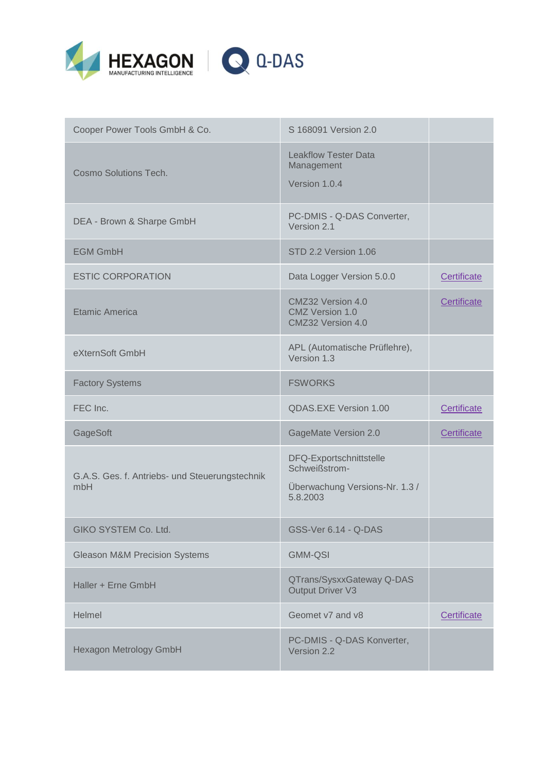| | | |
|---|---|---|
| Cooper Power Tools GmbH & Co. | S 168091 Version 2.0 | |
| Cosmo Solutions Tech. | Leakflow Tester Data Management<br><br>Version 1.0.4 | |
| DEA - Brown & Sharpe GmbH | PC-DMIS - Q-DAS Converter, Version 2.1 | |
| EGM GmbH | STD 2.2 Version 1.06 | |
| ESTIC CORPORATION | Data Logger Version 5.0.0 | Certificate |
| Etamic America | CMZ32 Version 4.0<br>CMZ Version 1.0<br>CMZ32 Version 4.0 | Certificate |
| eXternSoft GmbH | APL (Automatische Prüflehre), Version 1.3 | |
| Factory Systems | FSWORKS | |
| FEC Inc. | QDAS.EXE Version 1.00 | Certificate |
| GageSoft | GageMate Version 2.0 | Certificate |
| G.A.S. Ges. f. Antriebs- und Steuerungstechnik mbH | DFQ-Exportschnittstelle Schweißstrom-<br><br>Überwachung Versions-Nr. 1.3 / 5.8.2003 | |
| GIKO SYSTEM Co. Ltd. | GSS-Ver 6.14 - Q-DAS | |
| Gleason M&M Precision Systems | GMM-QSI | |
| Haller + Erne GmbH | QTrans/SysxxGateway Q-DAS Output Driver V3 | |
| Helmel | Geomet v7 and v8 | Certificate |
| Hexagon Metrology GmbH | PC-DMIS - Q-DAS Konverter, Version 2.2 | |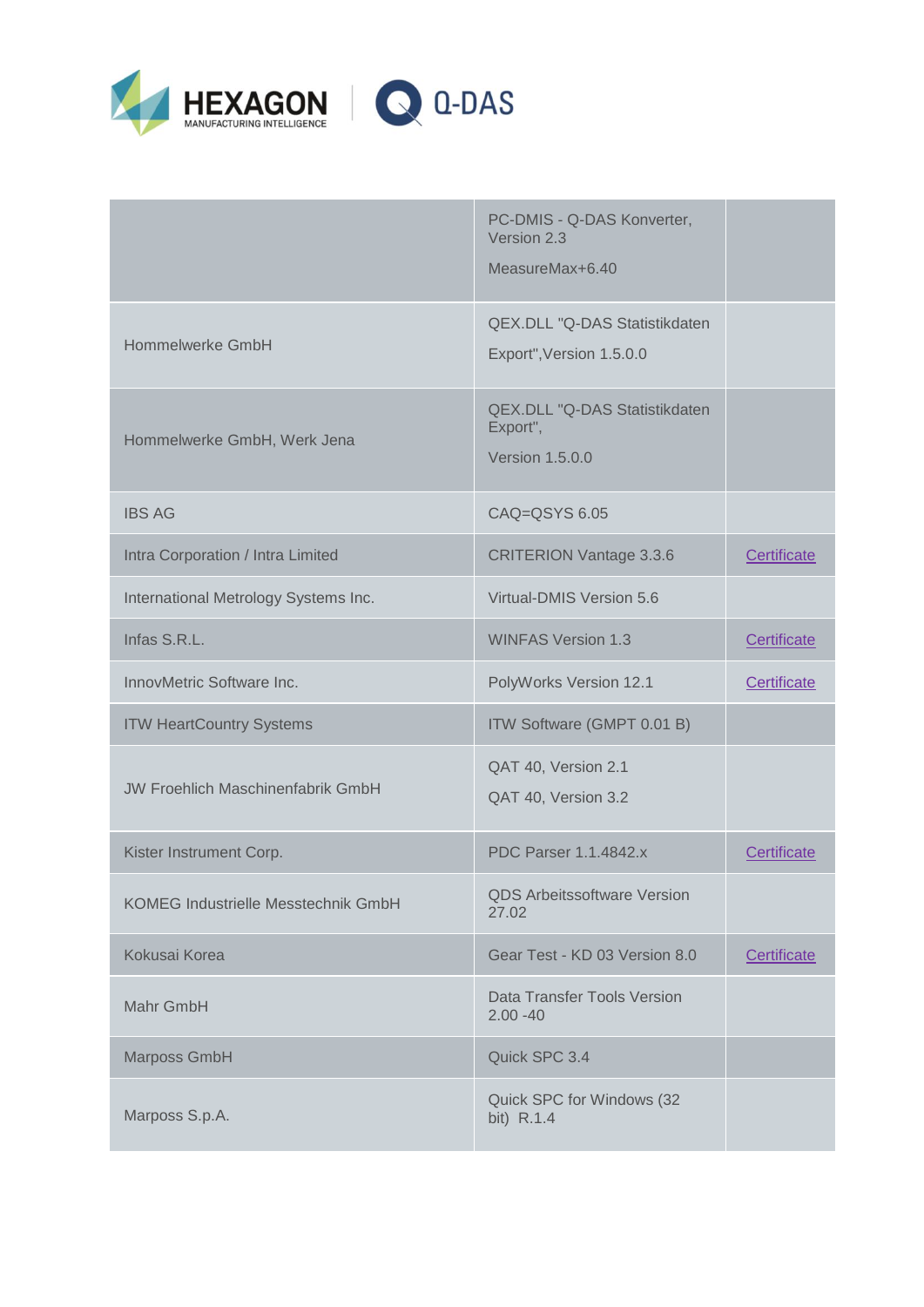| | | |
|---|---|---|
| | PC-DMIS - Q-DAS Konverter, Version 2.3<br><br>MeasureMax+6.40 | |
| Hommelwerke GmbH | QEX.DLL "Q-DAS Statistikdaten Export",Version 1.5.0.0 | |
| Hommelwerke GmbH, Werk Jena | QEX.DLL "Q-DAS Statistikdaten Export",<br><br>Version 1.5.0.0 | |
| IBS AG | CAQ=QSYS 6.05 | |
| Intra Corporation / Intra Limited | CRITERION Vantage 3.3.6 | Certificate |
| International Metrology Systems Inc. | Virtual-DMIS Version 5.6 | |
| Infas S.R.L. | WINFAS Version 1.3 | Certificate |
| InnovMetric Software Inc. | PolyWorks Version 12.1 | Certificate |
| ITW HeartCountry Systems | ITW Software (GMPT 0.01 B) | |
| JW Froehlich Maschinenfabrik GmbH | QAT 40, Version 2.1<br><br>QAT 40, Version 3.2 | |
| Kister Instrument Corp. | PDC Parser 1.1.4842.x | Certificate |
| KOMEG Industrielle Messtechnik GmbH | QDS Arbeitssoftware Version 27.02 | |
| Kokusai Korea | Gear Test - KD 03 Version 8.0 | Certificate |
| Mahr GmbH | Data Transfer Tools Version 2.00 -40 | |
| Marposs GmbH | Quick SPC 3.4 | |
| Marposs S.p.A. | Quick SPC for Windows (32 bit) R.1.4 | |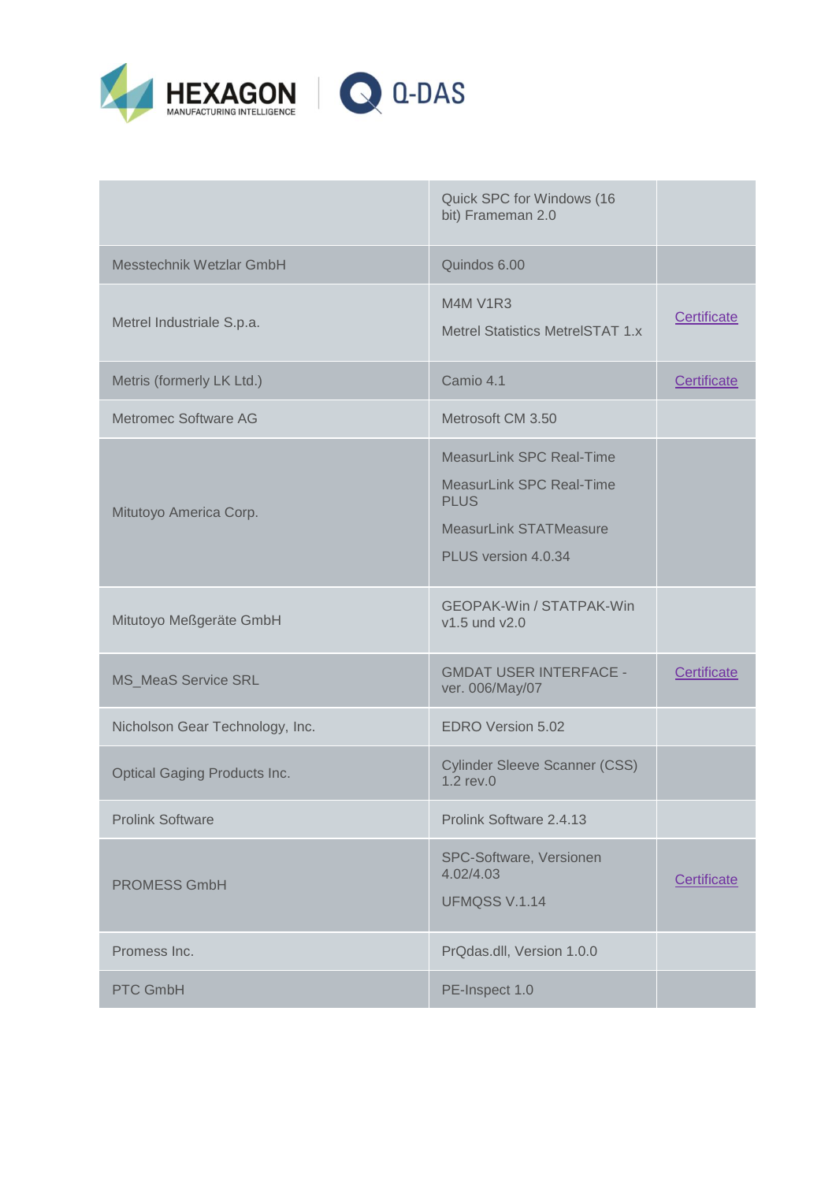| | | |
|---|---|---|
| | Quick SPC for Windows (16 bit) Frameman 2.0 | |
| Messtechnik Wetzlar GmbH | Quindos 6.00 | |
| Metrel Industriale S.p.a. | M4M V1R3<br>Metrel Statistics MetrelSTAT 1.x | Certificate |
| Metris (formerly LK Ltd.) | Camio 4.1 | Certificate |
| Metromec Software AG | Metrosoft CM 3.50 | |
| Mitutoyo America Corp. | MeasurLink SPC Real-Time<br>MeasurLink SPC Real-Time PLUS<br>MeasurLink STATMeasure<br>PLUS version 4.0.34 | |
| Mitutoyo Meßgeräte GmbH | GEOPAK-Win / STATPAK-Win v1.5 und v2.0 | |
| MS_MeaS Service SRL | GMDAT USER INTERFACE - ver. 006/May/07 | Certificate |
| Nicholson Gear Technology, Inc. | EDRO Version 5.02 | |
| Optical Gaging Products Inc. | Cylinder Sleeve Scanner (CSS) 1.2 rev.0 | |
| Prolink Software | Prolink Software 2.4.13 | |
| PROMESS GmbH | SPC-Software, Versionen 4.02/4.03<br>UFMQSS V.1.14 | Certificate |
| Promess Inc. | PrQdas.dll, Version 1.0.0 | |
| PTC GmbH | PE-Inspect 1.0 | |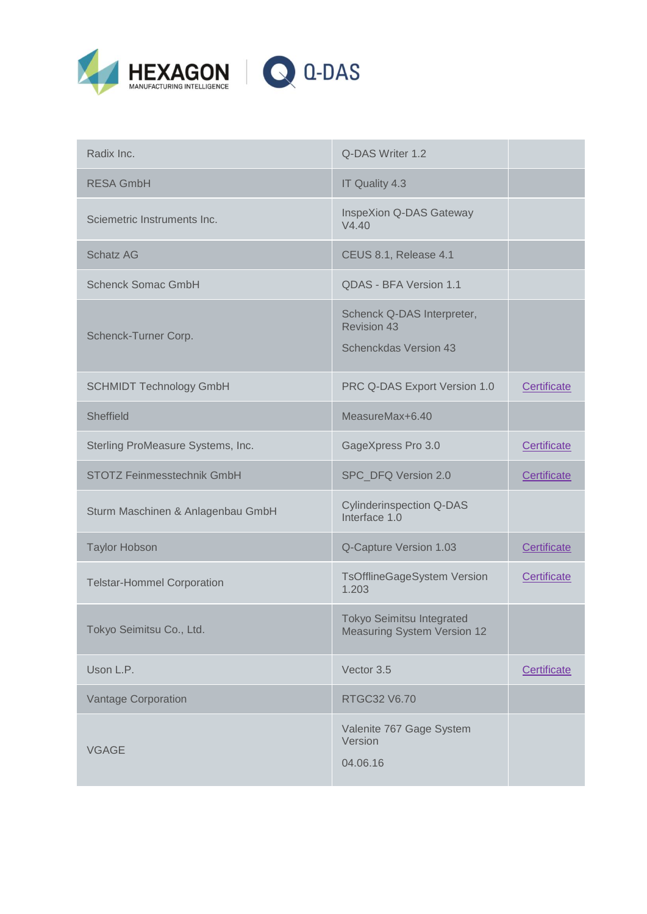| | | |
|---|---|---|
| Radix Inc. | Q-DAS Writer 1.2 | |
| RESA GmbH | IT Quality 4.3 | |
| Sciemetric Instruments Inc. | InspeXion Q-DAS Gateway V4.40 | |
| Schatz AG | CEUS 8.1, Release 4.1 | |
| Schenck Somac GmbH | QDAS - BFA Version 1.1 | |
| Schenck-Turner Corp. | Schenck Q-DAS Interpreter, Revision 43<br><br>Schenckdas Version 43 | |
| SCHMIDT Technology GmbH | PRC Q-DAS Export Version 1.0 | Certificate |
| Sheffield | MeasureMax+6.40 | |
| Sterling ProMeasure Systems, Inc. | GageXpress Pro 3.0 | Certificate |
| STOTZ Feinmesstechnik GmbH | SPC_DFQ Version 2.0 | Certificate |
| Sturm Maschinen & Anlagenbau GmbH | Cylinderinspection Q-DAS Interface 1.0 | |
| Taylor Hobson | Q-Capture Version 1.03 | Certificate |
| Telstar-Hommel Corporation | TsOfflineGageSystem Version 1.203 | Certificate |
| Tokyo Seimitsu Co., Ltd. | Tokyo Seimitsu Integrated Measuring System Version 12 | |
| Uson L.P. | Vector 3.5 | Certificate |
| Vantage Corporation | RTGC32 V6.70 | |
| VGAGE | Valenite 767 Gage System Version<br><br>04.06.16 | |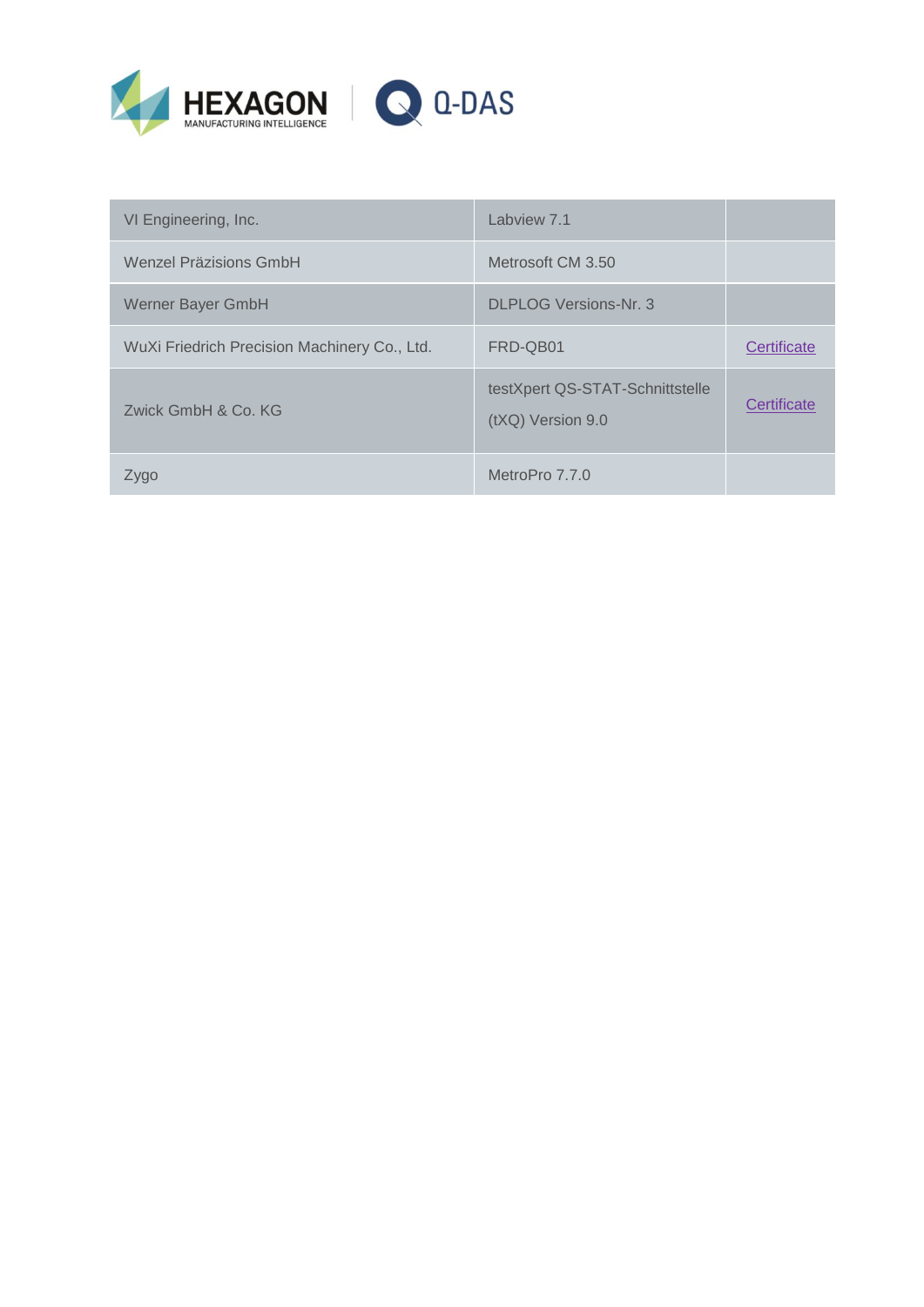| | | |
|---|---|---|
| VI Engineering, Inc. | Labview 7.1 | |
| Wenzel Präzisions GmbH | Metrosoft CM 3.50 | |
| Werner Bayer GmbH | DLPLOG Versions-Nr. 3 | |
| WuXi Friedrich Precision Machinery Co., Ltd. | FRD-QB01 | Certificate |
| Zwick GmbH & Co. KG | testXpert QS-STAT-Schnittstelle (tXQ) Version 9.0 | Certificate |
| Zygo | MetroPro 7.7.0 | |